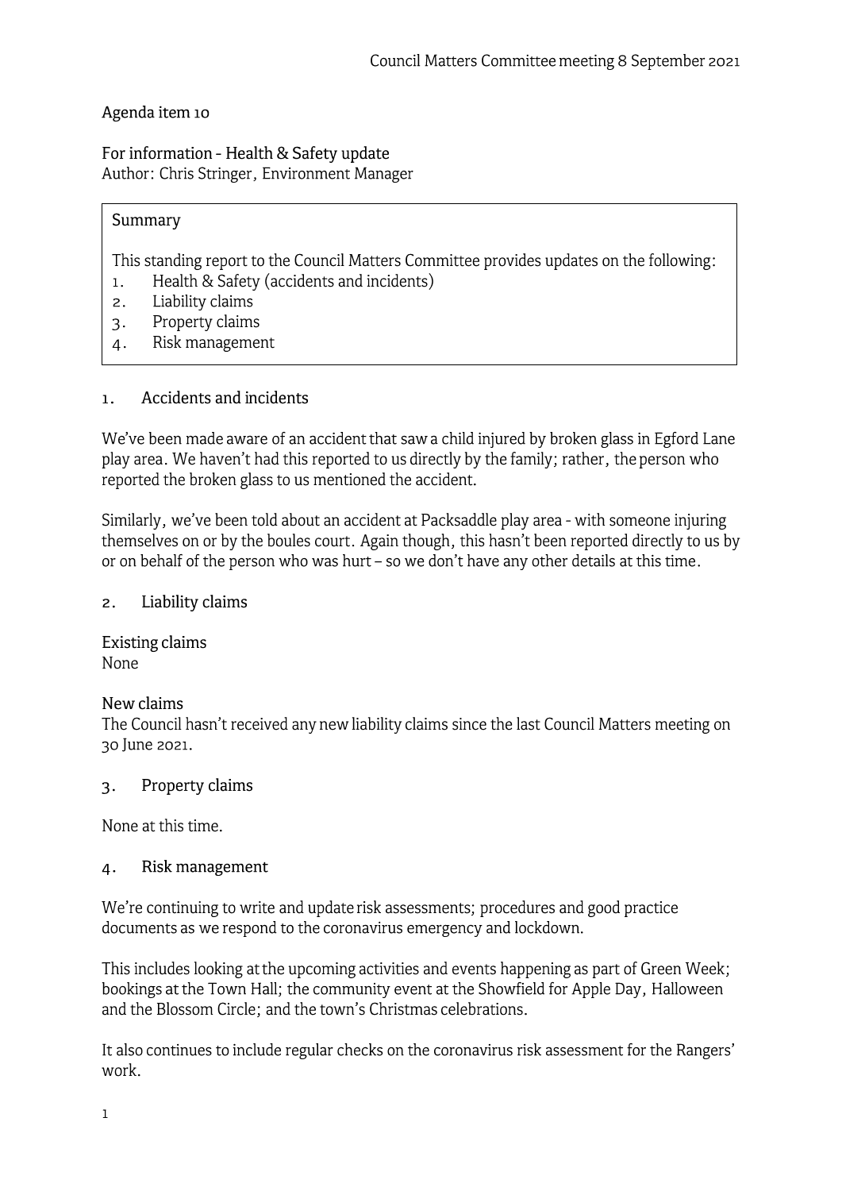Agenda item 10

For information - Health & Safety update
Author: Chris Stringer, Environment Manager

> **Summary**
>
> This standing report to the Council Matters Committee provides updates on the following:
> 1. Health & Safety (accidents and incidents)
> 2. Liability claims
> 3. Property claims
> 4. Risk management

## 1. Accidents and incidents

We've been made aware of an accident that saw a child injured by broken glass in Egford Lane play area. We haven't had this reported to us directly by the family; rather, the person who reported the broken glass to us mentioned the accident.

Similarly, we've been told about an accident at Packsaddle play area - with someone injuring themselves on or by the boules court. Again though, this hasn't been reported directly to us by or on behalf of the person who was hurt – so we don't have any other details at this time.

## 2. Liability claims

### Existing claims

None

### New claims

The Council hasn't received any new liability claims since the last Council Matters meeting on 30 June 2021.

## 3. Property claims

None at this time.

## 4. Risk management

We're continuing to write and update risk assessments; procedures and good practice documents as we respond to the coronavirus emergency and lockdown.

This includes looking at the upcoming activities and events happening as part of Green Week; bookings at the Town Hall; the community event at the Showfield for Apple Day, Halloween and the Blossom Circle; and the town's Christmas celebrations.

It also continues to include regular checks on the coronavirus risk assessment for the Rangers' work.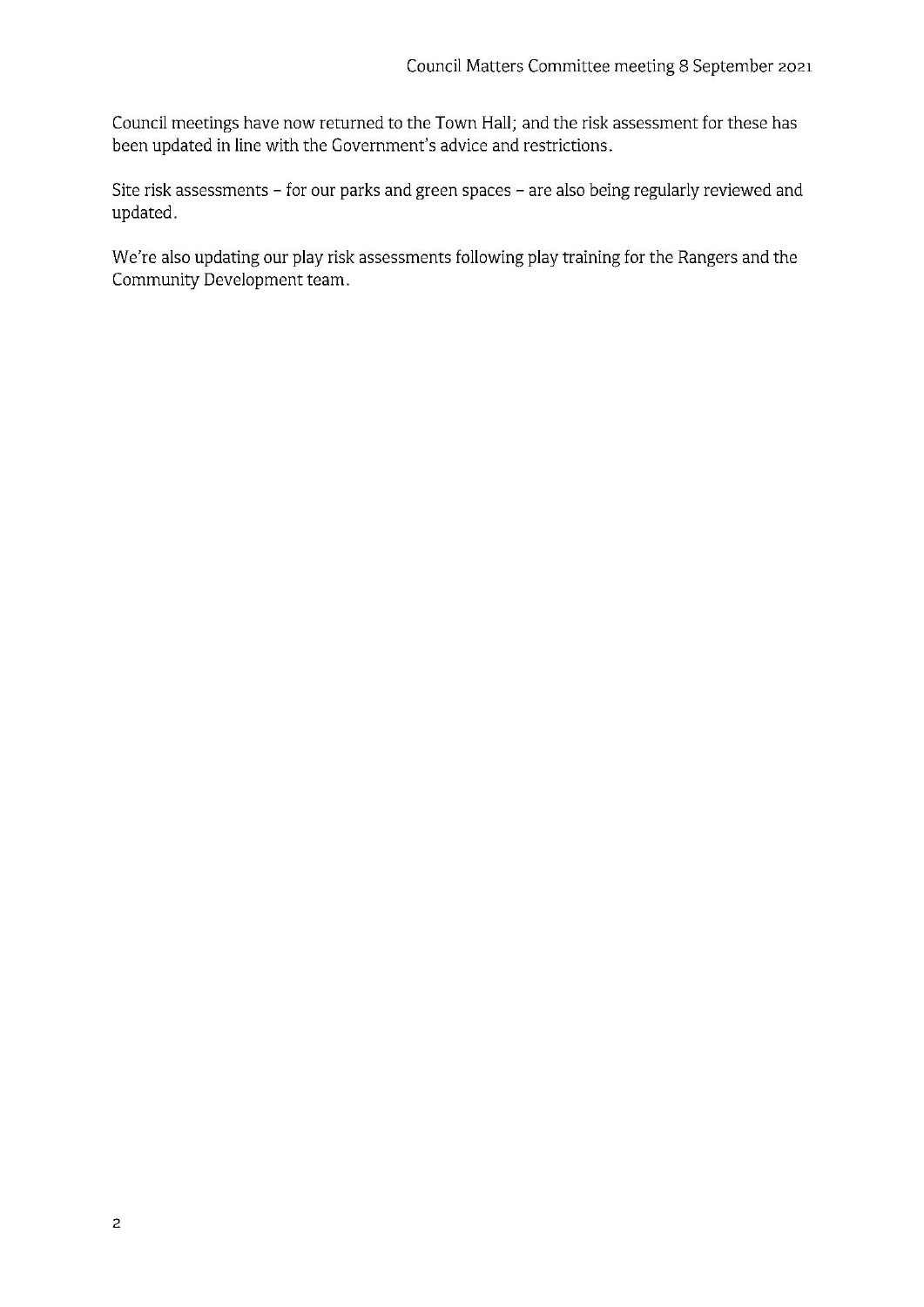Council meetings have now returned to the Town Hall; and the risk assessment for these has been updated in line with the Government's advice and restrictions.

Site risk assessments – for our parks and green spaces – are also being regularly reviewed and updated.

We're also updating our play risk assessments following play training for the Rangers and the Community Development team.